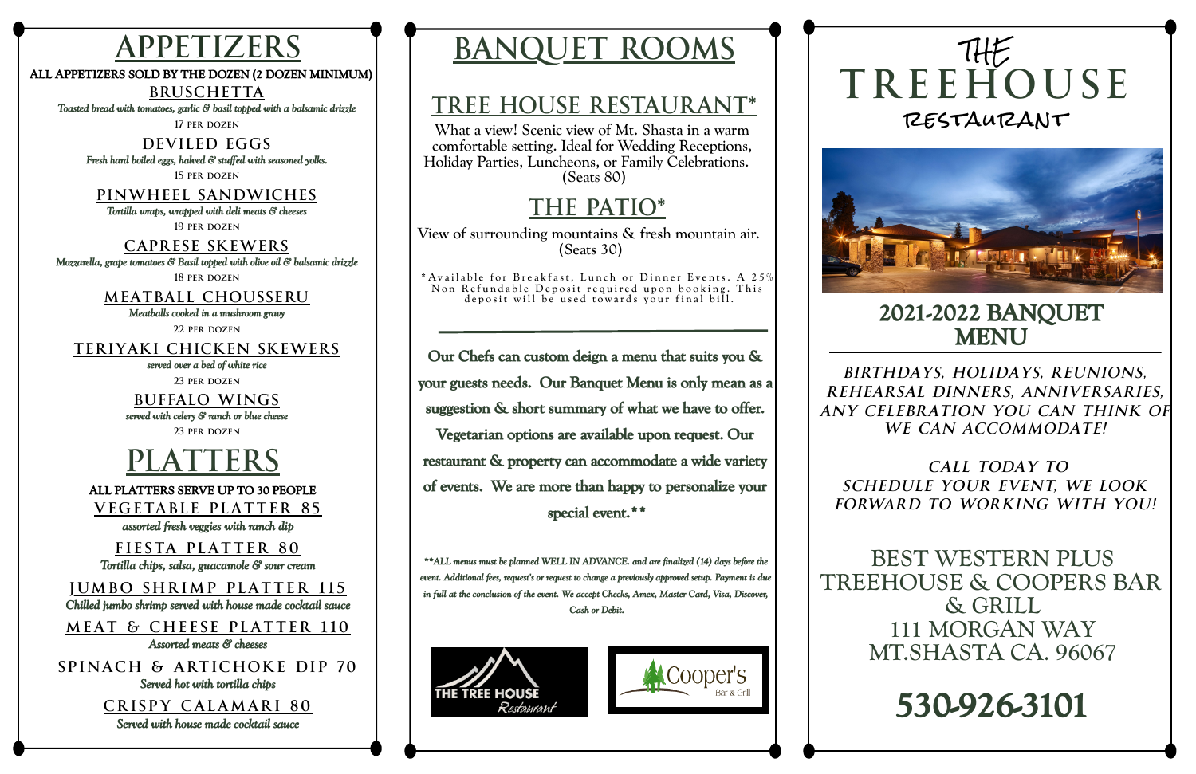# APPETIZERS

**ALL APPETIZERS SOLD BY THE DOZEN (2 DOZEN MINIMUM)**

## BRUSCHETTA

*Toasted bread with tomatoes, garlic & basil topped with a balsamic drizzle*

17 PER DOZEN

## DEVILED EGGS

*Fresh hard boiled eggs, halved & stuffed with seasoned yolks.*

15 PER DOZEN

## PINWHEEL SANDWICHES

*Tortilla wraps, wrapped with deli meats & cheeses*

19 PER DOZEN

## CAPRESE SKEWERS

*Mozzarella, grape tomatoes & Basil topped with olive oil & balsamic drizzle*

18 PER DOZEN

## MEATBALL CHOUSSERU

*Meatballs cooked in a mushroom gravy*

22 PER DOZEN

## TERIYAKI CHICKEN SKEWERS

*served over a bed of white rice*

23 PER DOZEN

## BUFFALO WINGS

*served with celery & ranch or blue cheese*

23 PER DOZEN

# PLATTERS

**ALL PLATTERS SERVE UP TO 30 PEOPLE**

## VEGETABLE PLATTER 85

*assorted fresh veggies with ranch dip*

## FIESTA PLATTER 80

*Tortilla chips, salsa, guacamole & sour cream*

## JUMBO SHRIMP PLATTER 115

*Chilled jumbo shrimp served with house made cocktail sauce*

## MEAT & CHEESE PLATTER 110

*Assorted meats & cheeses*

## SPINACH & ARTICHOKE DIP 70

*Served hot with tortilla chips*

## CRISPY CALAMARI 80

*Served with house made cocktail sauce*

# BANQUET ROOMS

## TREE HOUSE RESTAURANT*

What a view! Scenic view of Mt. Shasta in a warm comfortable setting. Ideal for Wedding Receptions, Holiday Parties, Luncheons, or Family Celebrations. (Seats 80)

## THE PATIO*

View of surrounding mountains & fresh mountain air. (Seats 30)

*Available for Breakfast, Lunch or Dinner Events. A 25% Non Refundable Deposit required upon booking. This deposit will be used towards your final bill.

---

**Our Chefs can custom deign a menu that suits you & your guests needs. Our Banquet Menu is only mean as a suggestion & short summary of what we have to offer. Vegetarian options are available upon request. Our restaurant & property can accommodate a wide variety of events. We are more than happy to personalize your special event.****

*\*\*ALL menus must be planned WELL IN ADVANCE. and are finalized (14) days before the event. Additional fees, request's or request to change a previously approved setup. Payment is due in full at the conclusion of the event. We accept Checks, Amex, Master Card, Visa, Discover, Cash or Debit.*

THE TREE HOUSE Restaurant

Cooper's Bar & Grill

# THE TREEHOUSE RESTAURANT

## 2021-2022 BANQUET MENU

---

***BIRTHDAYS, HOLIDAYS, REUNIONS, REHEARSAL DINNERS, ANNIVERSARIES, ANY CELEBRATION YOU CAN THINK OF WE CAN ACCOMMODATE!***

***CALL TODAY TO SCHEDULE YOUR EVENT, WE LOOK FORWARD TO WORKING WITH YOU!***

BEST WESTERN PLUS TREEHOUSE & COOPERS BAR & GRILL
111 MORGAN WAY
MT.SHASTA CA. 96067

# 530-926-3101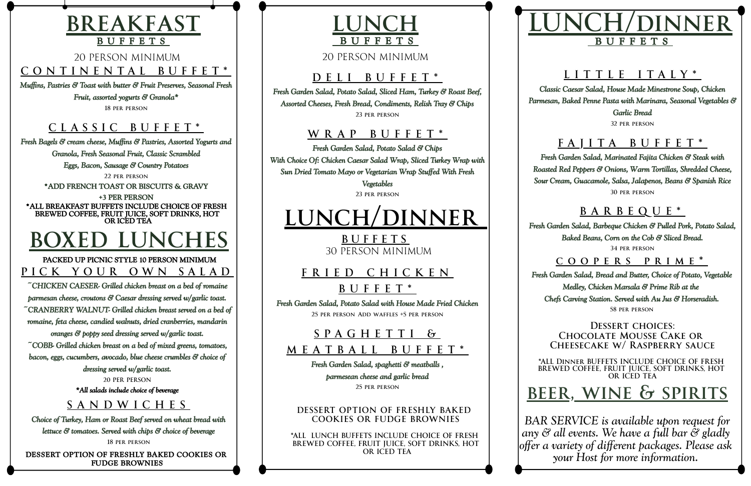# BREAKFAST

## BUFFETS

20 PERSON MINIMUM

### CONTINENTAL BUFFET*

*Muffins, Pastries & Toast with butter & Fruit Preserves, Seasonal Fresh Fruit, assorted yogurts & Granola**

18 per person

### CLASSIC BUFFET*

*Fresh Bagels & cream cheese, Muffins & Pastries, Assorted Yogurts and Granola, Fresh Seasonal Fruit, Classic Scrambled Eggs, Bacon, Sausage & Country Potatoes*

22 per person

*ADD FRENCH TOAST OR BISCUITS & GRAVY +3 PER PERSON

*ALL BREAKFAST BUFFETS INCLUDE CHOICE OF FRESH BREWED COFFEE, FRUIT JUICE, SOFT DRINKS, HOT OR ICED TEA

# BOXED LUNCHES

PACKED UP PICNIC STYLE 10 PERSON MINIMUM

### PICK YOUR OWN SALAD

*~CHICKEN CAESER- Grilled chicken breast on a bed of romaine parmesan cheese, croutons & Caesar dressing served w/garlic toast.*

*~CRANBERRY WALNUT- Grilled chicken breast served on a bed of romaine, feta cheese, candied walnuts, dried cranberries, mandarin oranges & poppy seed dressing served w/garlic toast.*

*~COBB- Grilled chicken breast on a bed of mixed greens, tomatoes, bacon, eggs, cucumbers, avocado, blue cheese crumbles & choice of dressing served w/garlic toast.*

20 per person

**\*All salads include choice of beverage**

### SANDWICHES

*Choice of Turkey, Ham or Roast Beef served on wheat bread with lettuce & tomatoes. Served with chips & choice of beverage*

18 per person

DESSERT OPTION OF FRESHLY BAKED COOKIES OR FUDGE BROWNIES

# LUNCH

## BUFFETS

20 PERSON MINIMUM

### DELI BUFFET*

*Fresh Garden Salad, Potato Salad, Sliced Ham, Turkey & Roast Beef, Assorted Cheeses, Fresh Bread, Condiments, Relish Tray & Chips*

23 per person

### WRAP BUFFET*

*Fresh Garden Salad, Potato Salad & Chips*

*With Choice Of: Chicken Caesar Salad Wrap, Sliced Turkey Wrap with Sun Dried Tomato Mayo or Vegetarian Wrap Stuffed With Fresh Vegetables*

23 per person

# LUNCH/DINNER

## BUFFETS

30 PERSON MINIMUM

### FRIED CHICKEN BUFFET*

*Fresh Garden Salad, Potato Salad with House Made Fried Chicken*

25 per person Add waffles +5 per person

### SPAGHETTI & MEATBALL BUFFET*

*Fresh Garden Salad, spaghetti & meatballs , parmesean cheese and garlic bread*

25 per person

DESSERT OPTION OF FRESHLY BAKED COOKIES OR FUDGE BROWNIES

*ALL LUNCH BUFFETS INCLUDE CHOICE OF FRESH BREWED COFFEE, FRUIT JUICE, SOFT DRINKS, HOT OR ICED TEA

# LUNCH/DINNER

## BUFFETS

### LITTLE ITALY*

*Classic Caesar Salad, House Made Minestrone Soup, Chicken Parmesan, Baked Penne Pasta with Marinara, Seasonal Vegetables & Garlic Bread*

32 per person

### FAJITA BUFFET*

*Fresh Garden Salad, Marinated Fajita Chicken & Steak with Roasted Red Peppers & Onions, Warm Tortillas, Shredded Cheese, Sour Cream, Guacamole, Salsa, Jalapenos, Beans & Spanish Rice*

30 per person

### BARBEQUE*

*Fresh Garden Salad, Barbeque Chicken & Pulled Pork, Potato Salad, Baked Beans, Corn on the Cob & Sliced Bread.*

34 per person

### COOPERS PRIME*

*Fresh Garden Salad, Bread and Butter, Choice of Potato, Vegetable Medley, Chicken Marsala & Prime Rib at the Chefs Carving Station. Served with Au Jus & Horseradish.*

58 per person

Dessert choices:
Chocolate Mousse Cake or Cheesecake w/ Raspberry sauce

*All Dinner buffets include choice of fresh brewed coffee, fruit juice, soft drinks, hot or iced tea

# BEER, WINE & SPIRITS

*BAR SERVICE is available upon request for any & all events. We have a full bar & gladly offer a variety of different packages. Please ask your Host for more information.*